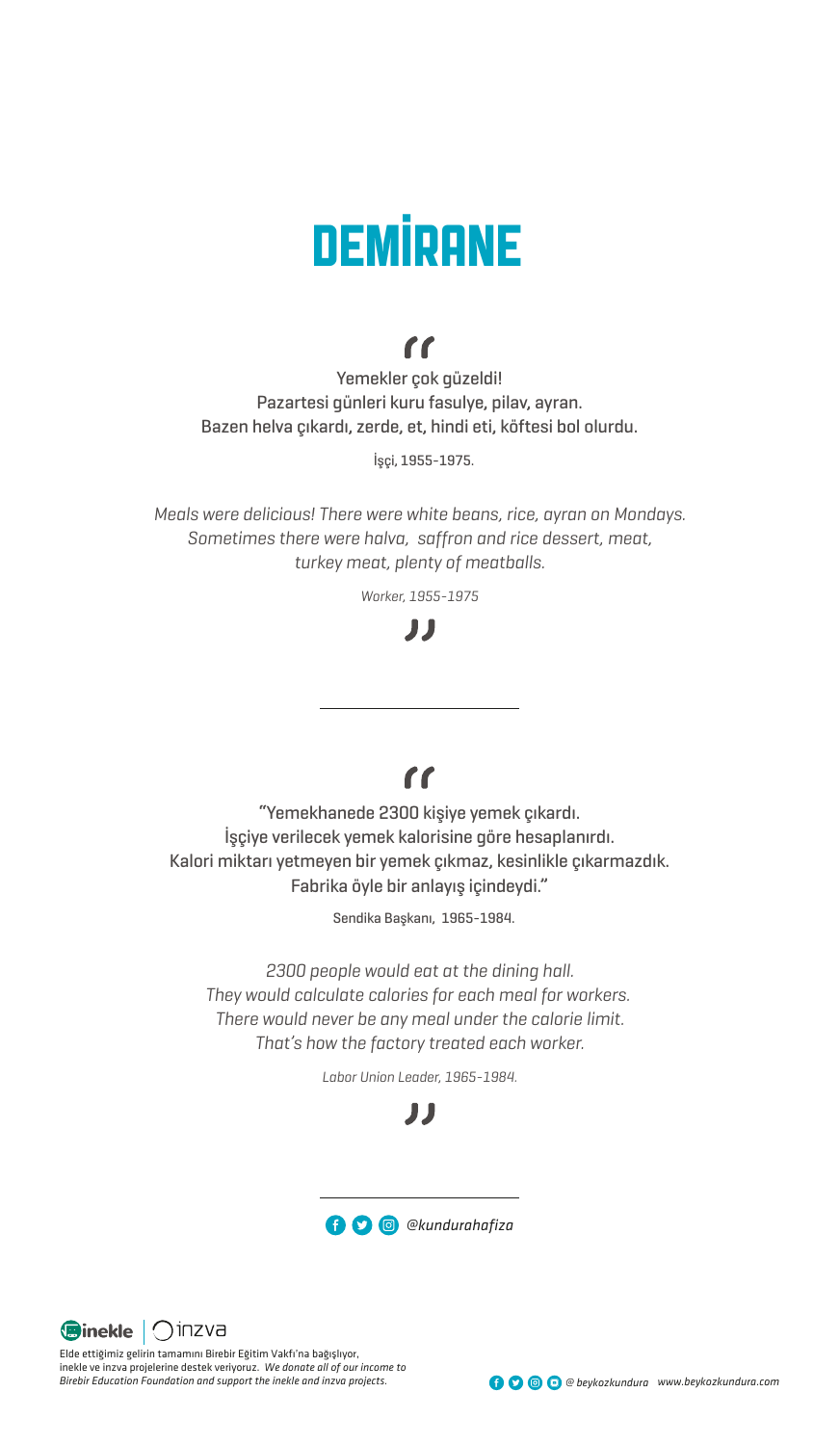# DEMİRANE

"

Yemekler çok güzeldi!
Pazartesi günleri kuru fasulye, pilav, ayran.
Bazen helva çıkardı, zerde, et, hindi eti, köftesi bol olurdu.

İşçi, 1955-1975.

*Meals were delicious! There were white beans, rice, ayran on Mondays.*
*Sometimes there were halva, saffron and rice dessert, meat,*
*turkey meat, plenty of meatballs.*

*Worker, 1955-1975*

"

---

"

"Yemekhanede 2300 kişiye yemek çıkardı.
İşçiye verilecek yemek kalorisine göre hesaplanırdı.
Kalori miktarı yetmeyen bir yemek çıkmaz, kesinlikle çıkarmazdık.
Fabrika öyle bir anlayış içindeydi."

Sendika Başkanı, 1965-1984.

*2300 people would eat at the dining hall.*
*They would calculate calories for each meal for workers.*
*There would never be any meal under the calorie limit.*
*That's how the factory treated each worker.*

*Labor Union Leader, 1965-1984.*

"

---

*@kundurahafiza*

inekle | inzva

Elde ettiğimiz gelirin tamamını Birebir Eğitim Vakfı'na bağışlıyor, inekle ve inzva projelerine destek veriyoruz. *We donate all of our income to Birebir Education Foundation and support the inekle and inzva projects.*

*@ beykozkundura www.beykozkundura.com*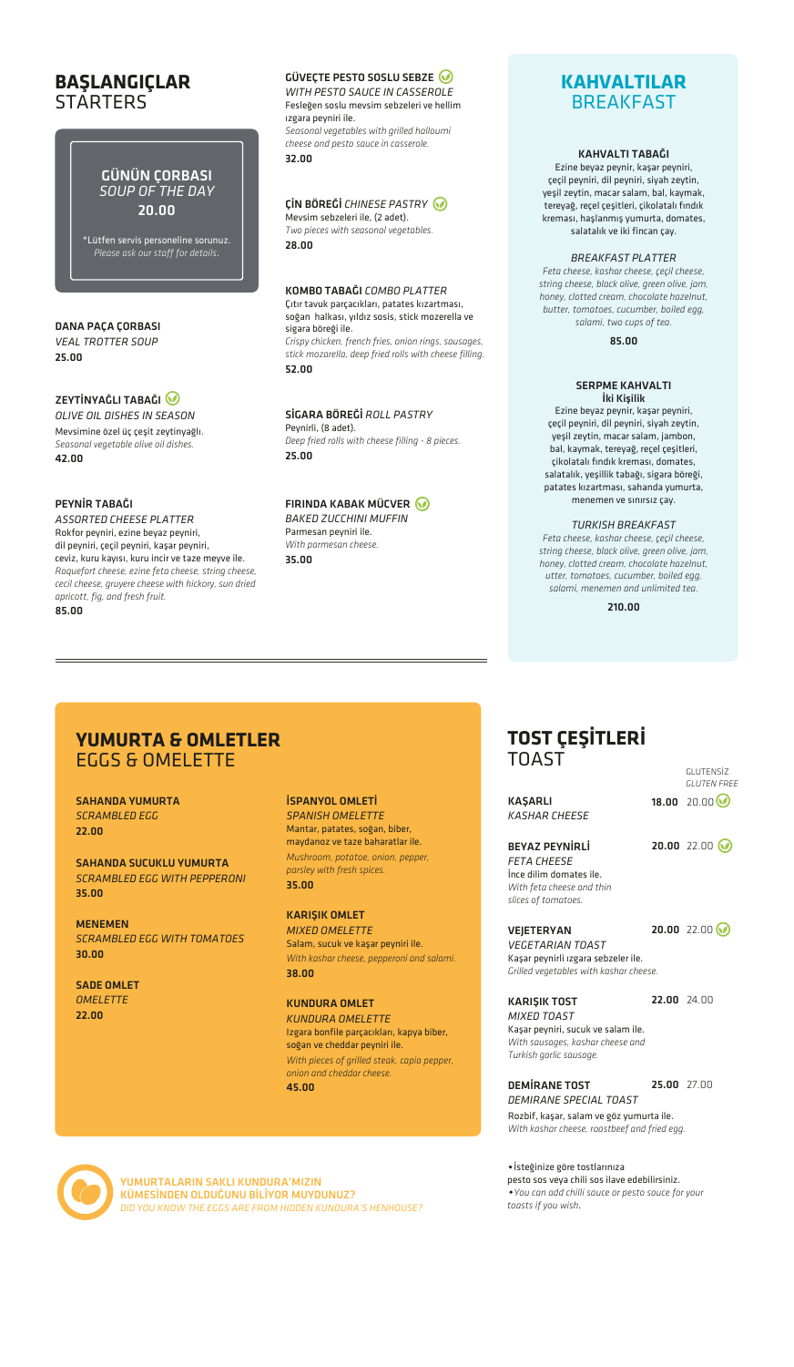# BAŞLANGIÇLAR
## STARTERS

### GÜNÜN ÇORBASI
*SOUP OF THE DAY*
**20.00**

*Lütfen servis personeline sorunuz.
*Please ask our staff for details.*

**DANA PAÇA ÇORBASI**
*VEAL TROTTER SOUP*
**25.00**

**ZEYTİNYAĞLI TABAĞI**
*OLIVE OIL DISHES IN SEASON*
Mevsimine özel üç çeşit zeytinyağlı.
*Seasonal vegetable olive oil dishes.*
**42.00**

**PEYNİR TABAĞI**
*ASSORTED CHEESE PLATTER*
Rokfor peyniri, ezine beyaz peyniri, dil peyniri, çeçil peyniri, kaşar peyniri, ceviz, kuru kayısı, kuru incir ve taze meyve ile.
*Roquefort cheese, ezine feta cheese, string cheese, cecil cheese, gruyere cheese with hickory, sun dried apricot, fig, and fresh fruit.*
**85.00**

**GÜVEÇTE PESTO SOSLU SEBZE**
*WITH PESTO SAUCE IN CASSEROLE*
Fesleğen soslu mevsim sebzeleri ve hellim ızgara peyniri ile.
*Seasonal vegetables with grilled halloumi cheese and pesto sauce in casserole.*
**32.00**

**ÇİN BÖREĞİ** *CHINESE PASTRY*
Mevsim sebzeleri ile, (2 adet).
*Two pieces with seasonal vegetables.*
**28.00**

**KOMBO TABAĞI** *COMBO PLATTER*
Çıtır tavuk parçacıkları, patates kızartması, soğan halkası, yıldız sosis, stick mozerella ve sigara böreği ile.
*Crispy chicken, french fries, onion rings, sausages, stick mozarella, deep fried rolls with cheese filling.*
**52.00**

**SİGARA BÖREĞİ** *ROLL PASTRY*
Peynirli, (8 adet).
*Deep fried rolls with cheese filling - 8 pieces.*
**25.00**

**FIRINDA KABAK MÜCVER**
*BAKED ZUCCHINI MUFFIN*
Parmesan peyniri ile.
*With parmesan cheese.*
**35.00**

# KAHVALTILAR
## BREAKFAST

**KAHVALTI TABAĞI**
Ezine beyaz peynir, kaşar peyniri, çeçil peyniri, dil peyniri, siyah zeytin, yeşil zeytin, macar salam, bal, kaymak, tereyağ, reçel çeşitleri, çikolatalı fındık kreması, haşlanmış yumurta, domates, salatalık ve iki fincan çay.

*BREAKFAST PLATTER*
*Feta cheese, kashar cheese, çeçil cheese, string cheese, black olive, green olive, jam, honey, clotted cream, chocolate hazelnut, butter, tomatoes, cucumber, boiled egg, salami, two cups of tea.*

**85.00**

**SERPME KAHVALTI**
**İki Kişilik**
Ezine beyaz peynir, kaşar peyniri, çeçil peyniri, dil peyniri, siyah zeytin, yeşil zeytin, macar salam, jambon, bal, kaymak, tereyağ, reçel çeşitleri, çikolatalı fındık kreması, domates, salatalık, yeşillik tabağı, sigara böreği, patates kızartması, sahanda yumurta, menemen ve sınırsız çay.

*TURKISH BREAKFAST*
*Feta cheese, kashar cheese, çeçil cheese, string cheese, black olive, green olive, jam, honey, clotted cream, chocolate hazelnut, utter, tomatoes, cucumber, boiled egg, salami, menemen and unlimited tea.*

**210.00**

# YUMURTA & OMLETLER
## EGGS & OMELETTE

**SAHANDA YUMURTA**
*SCRAMBLED EGG*
**22.00**

**SAHANDA SUCUKLU YUMURTA**
*SCRAMBLED EGG WITH PEPPERONI*
**35.00**

**MENEMEN**
*SCRAMBLED EGG WITH TOMATOES*
**30.00**

**SADE OMLET**
*OMELETTE*
**22.00**

**İSPANYOL OMLETİ**
*SPANISH OMELETTE*
Mantar, patates, soğan, biber, maydanoz ve taze baharatlar ile.
*Mushroom, potatoe, onion, pepper, parsley with fresh spices.*
**35.00**

**KARIŞIK OMLET**
*MIXED OMELETTE*
Salam, sucuk ve kaşar peyniri ile.
*With kashar cheese, pepperoni and salami.*
**38.00**

**KUNDURA OMLET**
*KUNDURA OMELETTE*
Izgara bonfile parçacıkları, kapya biber, soğan ve cheddar peyniri ile.
*With pieces of grilled steak, capia pepper, onion and cheddar cheese.*
**45.00**

**YUMURTALARIN SAKLI KUNDURA'MIZIN KÜMESİNDEN OLDUĞUNU BİLİYOR MUYDUNUZ?**
*DID YOU KNOW THE EGGS ARE FROM HIDDEN KUNDURA'S HENHOUSE?*

# TOST ÇEŞİTLERİ
## TOAST

| | | GLUTENSİZ *GLUTEN FREE* |
|---|---|---|
| **KAŞARLI** *KASHAR CHEESE* | **18.00** | 20.00 |
| **BEYAZ PEYNİRLİ** *FETA CHEESE* İnce dilim domates ile. *With feta cheese and thin slices of tomatoes.* | **20.00** | 22.00 |
| **VEJETERYAN** *VEGETARIAN TOAST* Kaşar peynirli ızgara sebzeler ile. *Grilled vegetables with kashar cheese.* | **20.00** | 22.00 |
| **KARIŞIK TOST** *MIXED TOAST* Kaşar peyniri, sucuk ve salam ile. *With sausages, kashar cheese and Turkish garlic sausage.* | **22.00** | 24.00 |
| **DEMİRANE TOST** *DEMIRANE SPECIAL TOAST* Rozbif, kaşar, salam ve göz yumurta ile. *With kashar cheese, roastbeef and fried egg.* | **25.00** | 27.00 |

• İsteğinize göre tostlarınıza pesto sos veya chili sos ilave edebilirsiniz.
• *You can add chilli sauce or pesto sauce for your toasts if you wish.*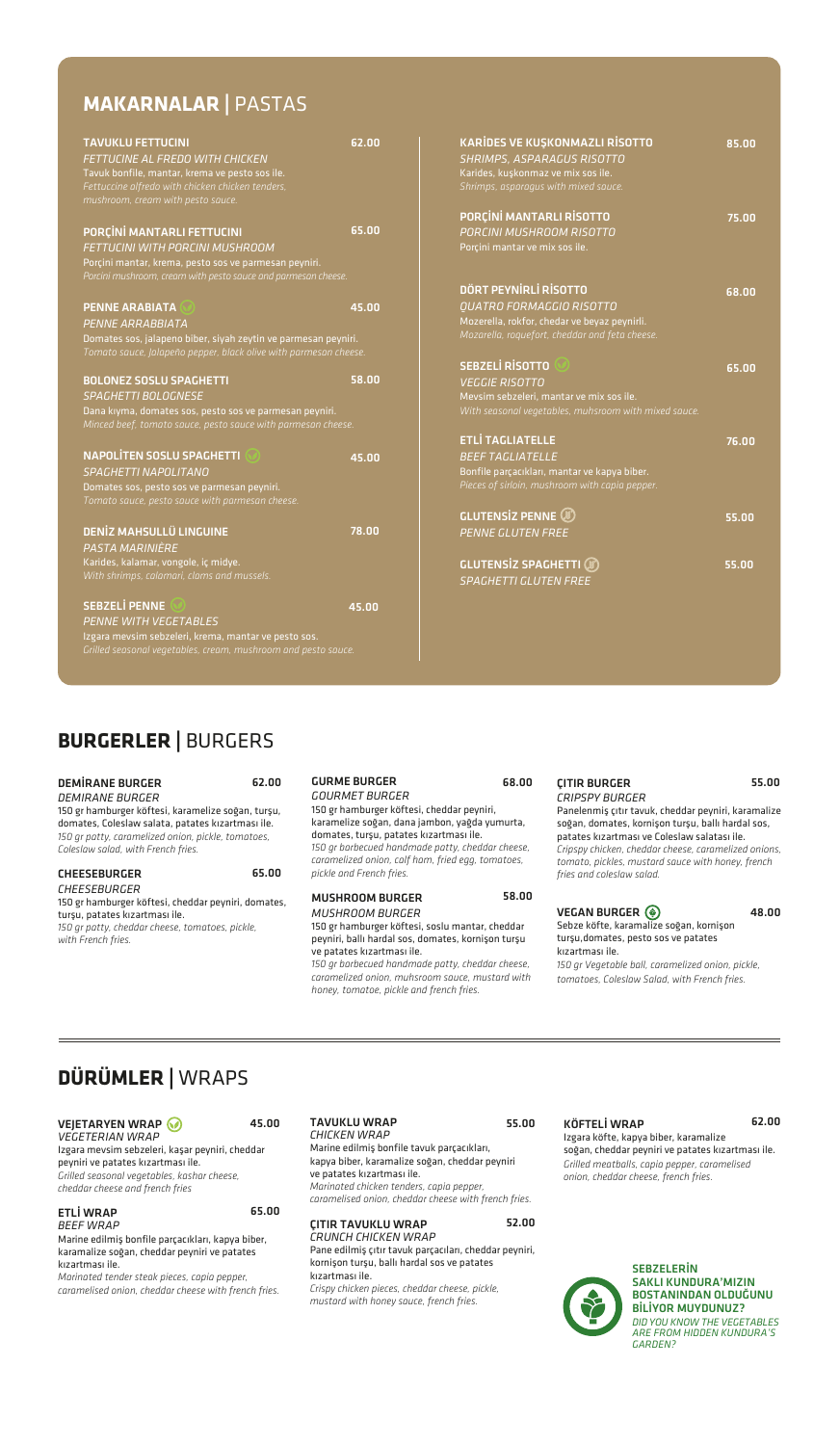## MAKARNALAR | PASTAS

### TAVUKLU FETTUCINI — 62.00
*FETTUCINE AL FREDO WITH CHICKEN*
Tavuk bonfile, mantar, krema ve pesto sos ile.
*Fettuccine alfredo with chicken chicken tenders, mushroom, cream with pesto sauce.*

### PORÇİNİ MANTARLI FETTUCINI — 65.00
*FETTUCINI WITH PORCINI MUSHROOM*
Porçini mantar, krema, pesto sos ve parmesan peyniri.
*Porcini mushroom, cream with pesto sauce and parmesan cheese.*

### PENNE ARABIATA — 45.00
*PENNE ARRABBIATA*
Domates sos, jalapeno biber, siyah zeytin ve parmesan peyniri.
*Tomato sauce, jalapeño pepper, black olive with parmesan cheese.*

### BOLONEZ SOSLU SPAGHETTI — 58.00
*SPAGHETTI BOLOGNESE*
Dana kıyma, domates sos, pesto sos ve parmesan peyniri.
*Minced beef, tomato sauce, pesto sauce with parmesan cheese.*

### NAPOLİTEN SOSLU SPAGHETTI — 45.00
*SPAGHETTI NAPOLITANO*
Domates sos, pesto sos ve parmesan peyniri.
*Tomato sauce, pesto sauce with parmesan cheese.*

### DENİZ MAHSULLÜ LINGUINE — 78.00
*PASTA MARINIÈRE*
Karides, kalamar, vongole, iç midye.
*With shrimps, calamari, clams and mussels.*

### SEBZELİ PENNE — 45.00
*PENNE WITH VEGETABLES*
Izgara mevsim sebzeleri, krema, mantar ve pesto sos.
*Grilled seasonal vegetables, cream, mushroom and pesto sauce.*

### KARİDES VE KUŞKONMAZLI RİSOTTO — 85.00
*SHRIMPS, ASPARAGUS RISOTTO*
Karides, kuşkonmaz ve mix sos ile.
*Shrimps, asparagus with mixed sauce.*

### PORÇİNİ MANTARLI RİSOTTO — 75.00
*PORCINI MUSHROOM RISOTTO*
Porçini mantar ve mix sos ile.

### DÖRT PEYNİRLİ RİSOTTO — 68.00
*QUATRO FORMAGGIO RISOTTO*
Mozerella, rokfor, chedar ve beyaz peyniri.
*Mozarella, roquefort, cheddar and feta cheese.*

### SEBZELİ RİSOTTO — 65.00
*VEGGIE RISOTTO*
Mevsim sebzeleri, mantar ve mix sos ile.
*With seasonal vegetables, muhsroom with mixed sauce.*

### ETLİ TAGLIATELLE — 76.00
*BEEF TAGLIATELLE*
Bonfile parçacıkları, mantar ve kapya biber.
*Pieces of sirloin, mushroom with capia pepper.*

### GLUTENSİZ PENNE — 55.00
*PENNE GLUTEN FREE*

### GLUTENSİZ SPAGHETTI — 55.00
*SPAGHETTI GLUTEN FREE*

## BURGERLER | BURGERS

### DEMİRANE BURGER — 62.00
*DEMIRANE BURGER*
150 gr hamburger köftesi, karamelize soğan, turşu, domates, Coleslaw salata, patates kızartması ile.
*150 gr patty, caramelized onion, pickle, tomatoes, Coleslaw salad, with French fries.*

### CHEESEBURGER — 65.00
*CHEESEBURGER*
150 gr hamburger köftesi, cheddar peyniri, domates, turşu, patates kızartması ile.
*150 gr patty, cheddar cheese, tomatoes, pickle, with French fries.*

### GURME BURGER — 68.00
*GOURMET BURGER*
150 gr hamburger köftesi, cheddar peyniri, karamelize soğan, dana jambon, yağda yumurta, domates, turşu, patates kızartması ile.
*150 gr barbecued handmade patty, cheddar cheese, caramelized onion, calf ham, fried egg, tomatoes, pickle and French fries.*

### MUSHROOM BURGER — 58.00
*MUSHROOM BURGER*
150 gr hamburger köftesi, soslu mantar, cheddar peyniri, ballı hardal sos, domates, kornişon turşu ve patates kızartması ile.
*150 gr barbecued handmade patty, cheddar cheese, caramelized onion, muhsroom sauce, mustard with honey, tomatoe, pickle and french fries.*

### ÇITIR BURGER — 55.00
*CRIPSPY BURGER*
Panelenmiş çıtır tavuk, cheddar peyniri, karamalize soğan, domates, kornişon turşu, ballı hardal sos, patates kızartması ve Coleslaw salatası ile.
*Cripspy chicken, cheddar cheese, caramelized onions, tomato, pickles, mustard sauce with honey, french fries and coleslaw salad.*

### VEGAN BURGER — 48.00
Sebze köfte, karamalize soğan, kornişon turşu, domates, pesto sos ve patates kızartması ile.
*150 gr Vegetable ball, caramelized onion, pickle, tomatoes, Coleslaw Salad, with French fries.*

## DÜRÜMLER | WRAPS

### VEJETARYEN WRAP — 45.00
*VEGETERIAN WRAP*
Izgara mevsim sebzeleri, kaşar peyniri, cheddar peyniri ve patates kızartması ile.
*Grilled seasonal vegetables, kashar cheese, cheddar cheese and french fries*

### ETLİ WRAP — 65.00
*BEEF WRAP*
Marine edilmiş bonfile parçacıkları, kapya biber, karamalize soğan, cheddar peyniri ve patates kızartması ile.
*Marinated tender steak pieces, capia pepper, caramelised onion, cheddar cheese with french fries.*

### TAVUKLU WRAP — 55.00
*CHICKEN WRAP*
Marine edilmiş bonfile tavuk parçacıkları, kapya biber, karamalize soğan, cheddar peyniri ve patates kızartması ile.
*Marinated chicken tenders, capia pepper, caramelised onion, cheddar cheese with french fries.*

### ÇITIR TAVUKLU WRAP — 52.00
*CRUNCH CHICKEN WRAP*
Pane edilmiş çıtır tavuk parçacıları, cheddar peyniri, kornişon turşu, ballı hardal sos ve patates kızartması ile.
*Crispy chicken pieces, cheddar cheese, pickle, mustard with honey sauce, french fries.*

### KÖFTELİ WRAP — 62.00
Izgara köfte, kapya biber, karamalize soğan, cheddar peyniri ve patates kızartması ile.
*Grilled meatballs, capia pepper, caramelised onion, cheddar cheese, french fries.*

**SEBZELERİN SAKLI KUNDURA'MIZIN BOSTANINDAN OLDUĞUNU BİLİYOR MUYDUNUZ?**
*DID YOU KNOW THE VEGETABLES ARE FROM HIDDEN KUNDURA'S GARDEN?*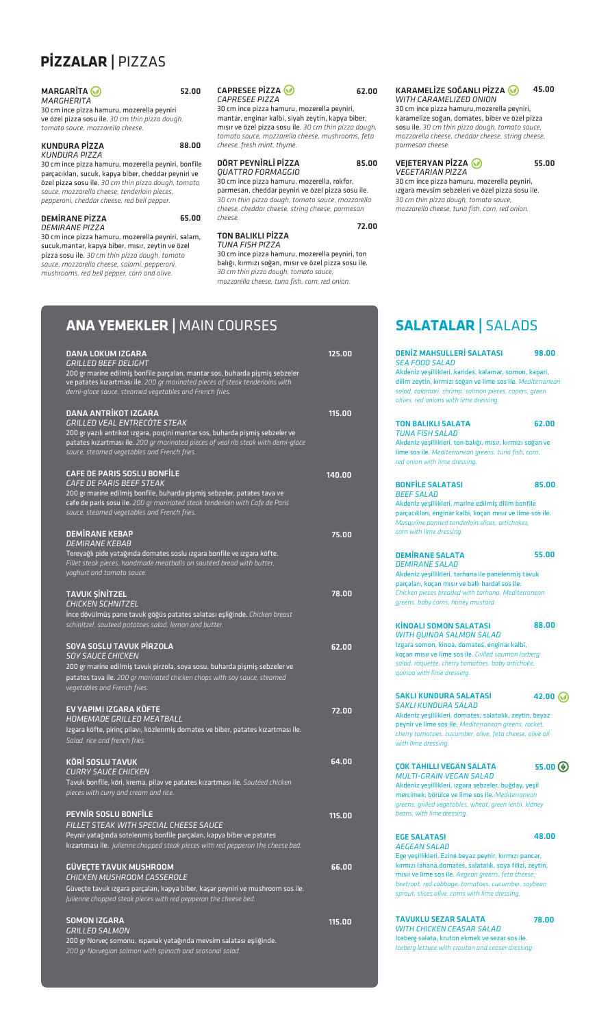# PİZZALAR | PIZZAS

### MARGARİTA — 52.00
*MARGHERITA*

30 cm ince pizza hamuru, mozerella peyniri ve özel pizza sosu ile. *30 cm thin pizza dough, tomato sauce, mozzarella cheese.*

### KUNDURA PİZZA — 88.00
*KUNDURA PIZZA*

30 cm ince pizza hamuru, mozerella peyniri, bonfile parçacıkları, sucuk, kapya biber, cheddar peyniri ve özel pizza sosu ile. *30 cm thin pizza dough, tomato sauce, mozzarella cheese, tenderloin pieces, pepperoni, cheddar cheese, red bell pepper.*

### DEMİRANE PİZZA — 65.00
*DEMIRANE PIZZA*

30 cm ince pizza hamuru, mozerella peyniri, salam, sucuk,mantar, kapya biber, mısır, zeytin ve özel pizza sosu ile. *30 cm thin pizza dough, tomato sauce, mozzarella cheese, salami, pepperoni, mushrooms, red bell pepper, corn and olive.*

### CAPRESEE PİZZA — 62.00
*CAPRESEE PIZZA*

30 cm ince pizza hamuru, mozerella peyniri, mantar, enginar kalbi, siyah zeytin, kapya biber, mısır ve özel pizza sosu ile. *30 cm thin pizza dough, tomato sauce, mozzarella cheese, mushrooms, feta cheese, fresh mint, thyme.*

### DÖRT PEYNİRLİ PİZZA — 85.00
*QUATTRO FORMAGGIO*

30 cm ince pizza hamuru, mozerella, rokfor, parmesan, cheddar peyniri ve özel pizza sosu ile. *30 cm thin pizza dough, tomato sauce, mozzarella cheese, cheddar cheese, string cheese, parmesan cheese.*

### TON BALIKLI PİZZA — 72.00
*TUNA FISH PIZZA*

30 cm ince pizza hamuru, mozerella peyniri, ton balığı, kırmızı soğan, mısır ve özel pizza sosu ile. *30 cm thin pizza dough, tomato sauce, mozzarella cheese, tuna fish, corn, red onion.*

### KARAMELİZE SOĞANLI PİZZA — 45.00
*WITH CARAMELIZED ONION*

30 cm ince pizza hamuru,mozerella peyniri, karamelize soğan, domates, biber ve özel pizza sosu ile. *30 cm thin pizza dough, tomato sauce, mozzarella cheese, cheddar cheese, string cheese, parmesan cheese.*

### VEJETERYAN PİZZA — 55.00
*VEGETARIAN PIZZA*

30 cm ince pizza hamuru, mozerella peyniri, ızgara mevsim sebzeleri ve özel pizza sosu ile. *30 cm thin pizza dough, tomato sauce, mozzarella cheese, tuna fish, corn, red onion.*

# ANA YEMEKLER | MAIN COURSES

### DANA LOKUM IZGARA — 125.00
*GRILLED BEEF DELIGHT*

200 gr marine edilmiş bonfile parçaları, mantar sos, buharda pişmiş sebzeler ve patates kızartması ile. *200 gr marinated pieces of steak tenderloins with demi-glace sauce, steamed vegetables and French fries.*

### DANA ANTRİKOT IZGARA — 115.00
*GRILLED VEAL ENTRECÔTE STEAK*

200 gr yazılı antrikot ızgara, porçini mantar sos, buharda pişmiş sebzeler ve patates kızartması ile. *200 gr marinated pieces of veal rib steak with demi-glace sauce, steamed vegetables and French fries.*

### CAFE DE PARIS SOSLU BONFİLE — 140.00
*CAFE DE PARIS BEEF STEAK*

200 gr marine edilmiş bonfile, buharda pişmiş sebzeler, patates tava ve cafe de paris sosu ile. *200 gr marinated steak tenderloin with Cafe de Paris sauce, steamed vegetables and French fries.*

### DEMİRANE KEBAP — 75.00
*DEMIRANE KEBAB*

Tereyağlı pide yatağında domates soslu ızgara bonfile ve ızgara köfte. *Fillet steak pieces, handmade meatballs on sautéed bread with butter, yoghurt and tomato sauce.*

### TAVUK ŞİNİTZEL — 78.00
*CHICKEN SCHNITZEL*

İnce dövülmüş pane tavuk göğüs patates salatası eşliğinde. *Chicken breast schinitzel, sauteed potatoes salad, lemon and butter.*

### SOYA SOSLU TAVUK PİRZOLA — 62.00
*SOY SAUCE CHICKEN*

200 gr marine edilmiş tavuk pirzola, soya sosu, buharda pişmiş sebzeler ve patates tava ile. *200 gr marinated chicken chops with soy sauce, steamed vegetables and French fries.*

### EV YAPIMI IZGARA KÖFTE — 72.00
*HOMEMADE GRILLED MEATBALL*

Izgara köfte, pirinç pilavı, közlenmiş domates ve biber, patates kızartması ile. *Salad, rice and french fries.*

### KÖRİ SOSLU TAVUK — 64.00
*CURRY SAUCE CHICKEN*

Tavuk bonfile, köri, krema, pilav ve patates kızartması ile. *Sautéed chicken pieces with curry and cream and rice.*

### PEYNİR SOSLU BONFİLE — 115.00
*FILLET STEAK WITH SPECIAL CHEESE SAUCE*

Peynir yatağında sotelenmiş bonfile parçaları, kapya biber ve patates kızartması ile. *Julienne chopped steak pieces with red pepperon the cheese bed.*

### GÜVEÇTE TAVUK MUSHROOM — 66.00
*CHICKEN MUSHROOM CASSEROLE*

Güveçte tavuk ızgara parçaları, kapya biber, kaşar peyniri ve mushroom sos ile. *Julienne chopped steak pieces with red pepperon the cheese bed.*

### SOMON IZGARA — 115.00
*GRILLED SALMON*

200 gr Norveç somonu, ıspanak yatağında mevsim salatası eşliğinde. *200 gr Norvegian salmon with spinach and seasonal salad.*

# SALATALAR | SALADS

### DENİZ MAHSULLERİ SALATASI — 98.00
*SEA FOOD SALAD*

Akdeniz yeşillikleri, karides, kalamar, somon, kapari, dilim zeytin, kırmızı soğan ve lime sos ile. *Mediterranean salad, calamari, shrimp, salmon pieces, capers, green olives, red onions with lime dressing.*

### TON BALIKLI SALATA — 62.00
*TUNA FISH SALAD*

Akdeniz yeşillikleri, ton balığı, mısır, kırmızı soğan ve lime sos ile. *Mediterranean greens, tuna fish, corn, red onion with lime dressing.*

### BONFİLE SALATASI — 85.00
*BEEF SALAD*

Akdeniz yeşillikleri, marine edilmiş dilim bonfile parçacıkları, enginar kalbi, koçan mısır ve lime sos ile. *Masquline panned tenderloin slices, artichokes, corn with lime dressing.*

### DEMİRANE SALATA — 55.00
*DEMIRANE SALAD*

Akdeniz yeşillikleri, tarhana ile panelenmiş tavuk parçaları, koçan mısır ve ballı hardal sos ile. *Chicken pieces breaded with torhana, Mediterranean greens, baby corns, honey mustard.*

### KİNOALI SOMON SALATASI — 88.00
*WITH QUINOA SALMON SALAD*

Izgara somon, kinoa, domates, enginar kalbi, koçan mısır ve lime sos ile. *Grilled soumon Iceberg salad, roquette, cherry tomatoes, baby artichoke, quinoa with lime dressing.*

### SAKLI KUNDURA SALATASI — 42.00
*SAKLI KUNDURA SALAD*

Akdeniz yeşillikleri, domates, salatalık, zeytin, beyaz peynir ve lime sos ile. *Mediterranean greens, rocket, cherry tomatoes, cucumber, olive, feta cheese, olive oil with lime dressing.*

### ÇOK TAHILLI VEGAN SALATA — 55.00
*MULTI-GRAIN VEGAN SALAD*

Akdeniz yeşillikleri, ızgara sebzeler, buğday, yeşil mercimek, börülce ve lime sos ile. *Mediterranean greens, grilled vegetables, wheat, green lentil, kidney beans, with lime dressing.*

### EGE SALATASI — 48.00
*AEGEAN SALAD*

Ege yeşillikleri, Ezine beyaz peynir, kırmızı pancar, kırmızı lahana,domates, salatalık, soya filizi, zeytin, mısır ve lime sos ile. *Aegean greens, feta cheese, beetroot, red cabbage, tomatoes, cucumber, soybean sprout, slices olive, corns with lime dressing.*

### TAVUKLU SEZAR SALATA — 78.00
*WITH CHICKEN CEASAR SALAD*

Iceberg salata, kruton ekmek ve sezar sos ile. *Iceberg lettuce with crouton and ceaser dressing.*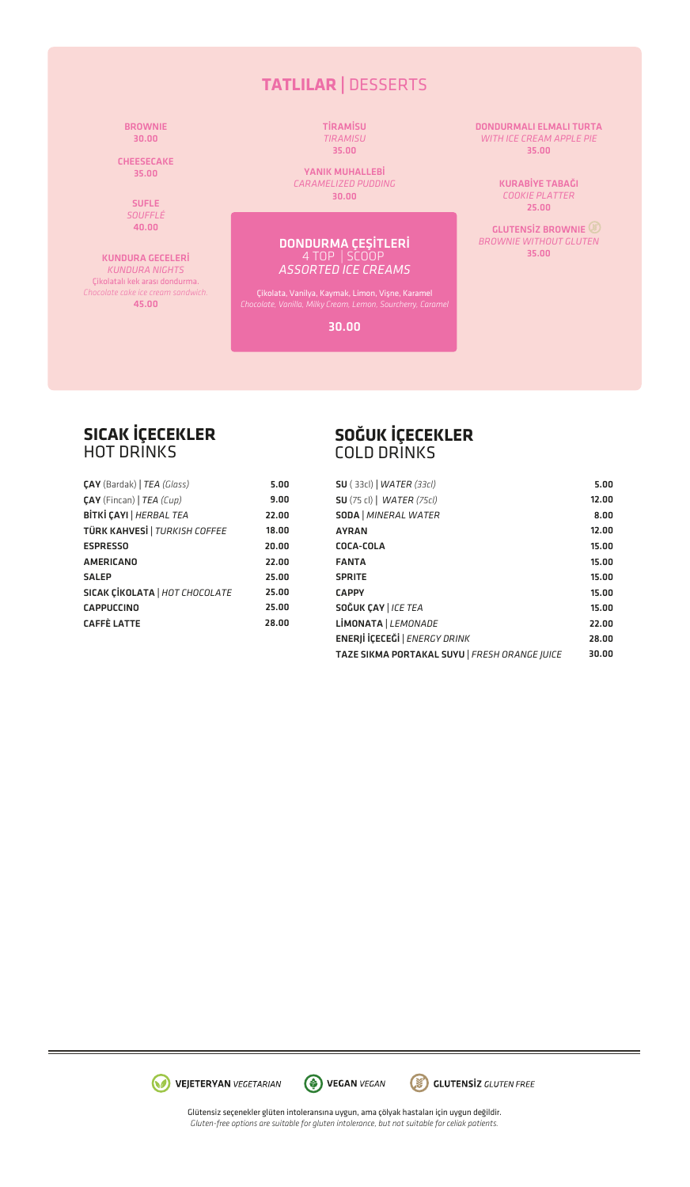# TATLILAR | DESSERTS

**BROWNIE**
30.00

**CHEESECAKE**
35.00

**SUFLE**
*SOUFFLÉ*
40.00

**KUNDURA GECELERİ**
*KUNDURA NIGHTS*
Çikolatalı kek arası dondurma.
*Chocolate cake ice cream sandwich.*
45.00

**TİRAMİSU**
*TIRAMISU*
35.00

**YANIK MUHALLEBİ**
*CARAMELIZED PUDDING*
30.00

## DONDURMA ÇEŞİTLERİ
4 TOP | SCOOP
*ASSORTED ICE CREAMS*

Çikolata, Vanilya, Kaymak, Limon, Vişne, Karamel
*Chocolate, Vanilla, Milky Cream, Lemon, Sourcherry, Caramel*

**30.00**

**DONDURMALI ELMALI TURTA**
*WITH ICE CREAM APPLE PIE*
35.00

**KURABİYE TABAĞI**
*COOKIE PLATTER*
25.00

**GLUTENSİZ BROWNIE**
*BROWNIE WITHOUT GLUTEN*
35.00

## SICAK İÇECEKLER
HOT DRİNKS

| | |
|---|---|
| **ÇAY** (Bardak) \| *TEA (Glass)* | 5.00 |
| **ÇAY** (Fincan) \| *TEA (Cup)* | 9.00 |
| **BİTKİ ÇAYI** \| *HERBAL TEA* | 22.00 |
| **TÜRK KAHVESİ** \| *TURKISH COFFEE* | 18.00 |
| **ESPRESSO** | 20.00 |
| **AMERICANO** | 22.00 |
| **SALEP** | 25.00 |
| **SICAK ÇİKOLATA** \| *HOT CHOCOLATE* | 25.00 |
| **CAPPUCCINO** | 25.00 |
| **CAFFÈ LATTE** | 28.00 |

## SOĞUK İÇECEKLER
COLD DRİNKS

| | |
|---|---|
| **SU** ( 33cl) \| *WATER (33cl)* | 5.00 |
| **SU** (75 cl) \| *WATER (75cl)* | 12.00 |
| **SODA** \| *MINERAL WATER* | 8.00 |
| **AYRAN** | 12.00 |
| **COCA-COLA** | 15.00 |
| **FANTA** | 15.00 |
| **SPRITE** | 15.00 |
| **CAPPY** | 15.00 |
| **SOĞUK ÇAY** \| *ICE TEA* | 15.00 |
| **LİMONATA** \| *LEMONADE* | 22.00 |
| **ENERJİ İÇECEĞİ** \| *ENERGY DRINK* | 28.00 |
| **TAZE SIKMA PORTAKAL SUYU** \| *FRESH ORANGE JUICE* | 30.00 |

**VEJETERYAN** *VEGETARIAN* **VEGAN** *VEGAN* **GLUTENSİZ** *GLUTEN FREE*

Glütensiz seçenekler glüten intoleransına uygun, ama çölyak hastaları için uygun değildir.
*Gluten-free options are suitable for gluten intolerance, but not suitable for celiak patients.*